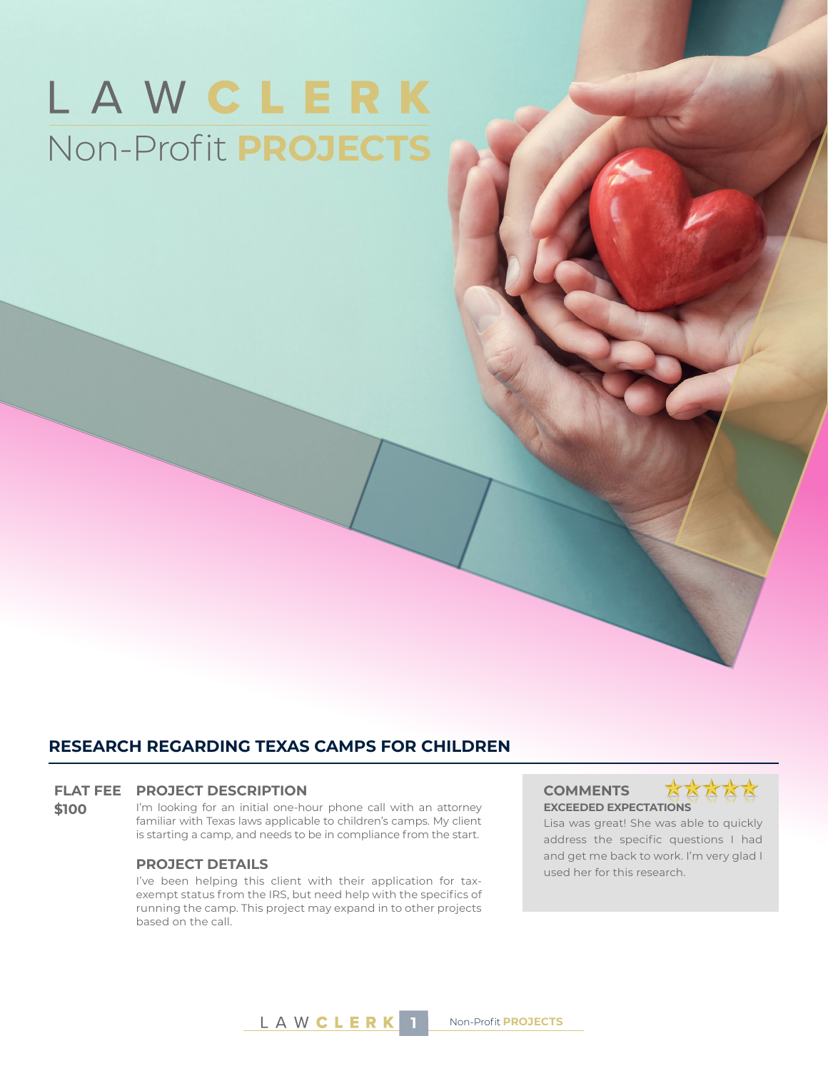# LAW CLERK
## Non-Profit PROJECTS

## RESEARCH REGARDING TEXAS CAMPS FOR CHILDREN

**FLAT FEE**
**$100**

### PROJECT DESCRIPTION

I'm looking for an initial one-hour phone call with an attorney familiar with Texas laws applicable to children's camps. My client is starting a camp, and needs to be in compliance from the start.

### PROJECT DETAILS

I've been helping this client with their application for tax-exempt status from the IRS, but need help with the specifics of running the camp. This project may expand in to other projects based on the call.

### COMMENTS

**EXCEEDED EXPECTATIONS**

Lisa was great! She was able to quickly address the specific questions I had and get me back to work. I'm very glad I used her for this research.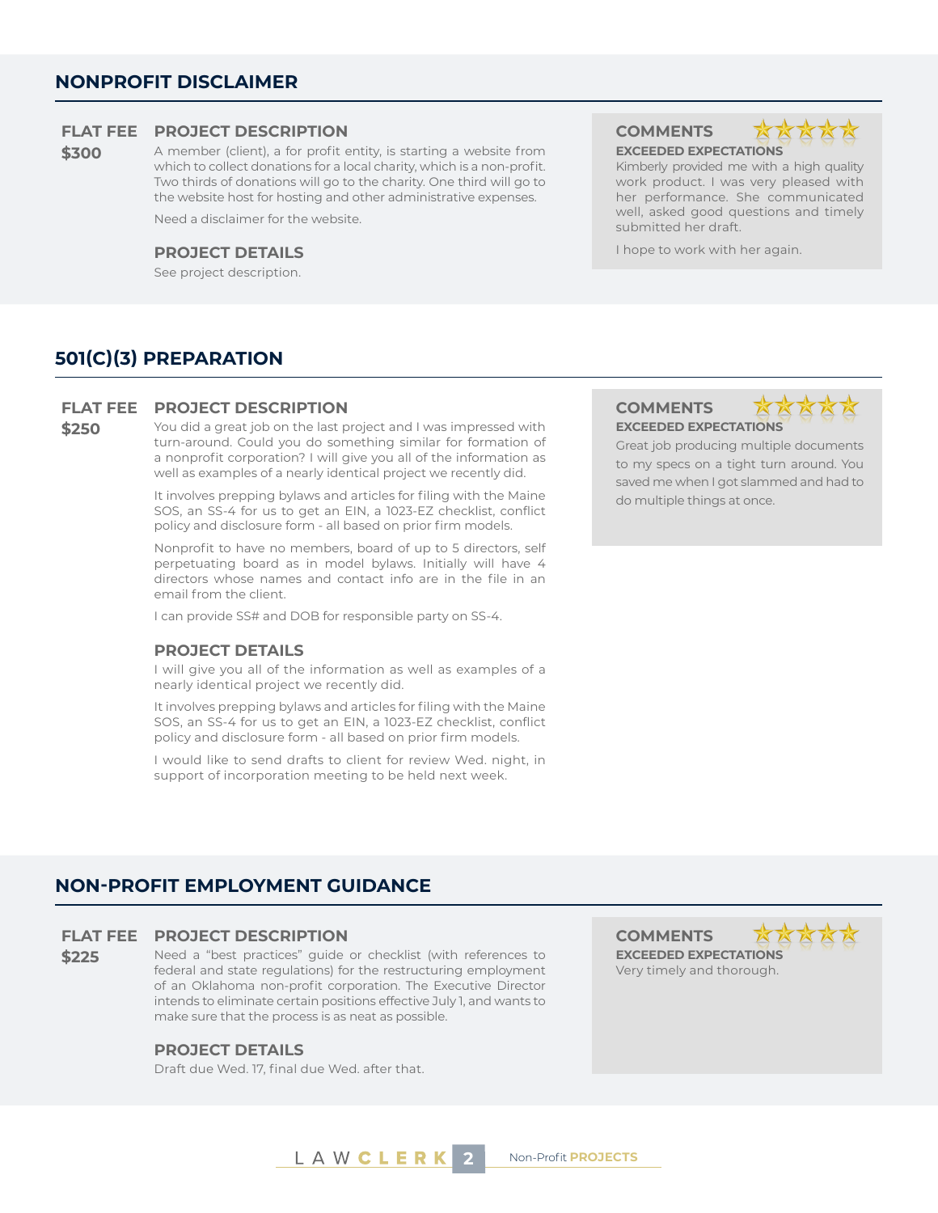## NONPROFIT DISCLAIMER

**FLAT FEE**
**$300**

### PROJECT DESCRIPTION

A member (client), a for profit entity, is starting a website from which to collect donations for a local charity, which is a non-profit. Two thirds of donations will go to the charity. One third will go to the website host for hosting and other administrative expenses.

Need a disclaimer for the website.

### PROJECT DETAILS

See project description.

### COMMENTS

★★★★★

**EXCEEDED EXPECTATIONS**

Kimberly provided me with a high quality work product. I was very pleased with her performance. She communicated well, asked good questions and timely submitted her draft.

I hope to work with her again.

## 501(C)(3) PREPARATION

**FLAT FEE**
**$250**

### PROJECT DESCRIPTION

You did a great job on the last project and I was impressed with turn-around. Could you do something similar for formation of a nonprofit corporation? I will give you all of the information as well as examples of a nearly identical project we recently did.

It involves prepping bylaws and articles for filing with the Maine SOS, an SS-4 for us to get an EIN, a 1023-EZ checklist, conflict policy and disclosure form - all based on prior firm models.

Nonprofit to have no members, board of up to 5 directors, self perpetuating board as in model bylaws. Initially will have 4 directors whose names and contact info are in the file in an email from the client.

I can provide SS# and DOB for responsible party on SS-4.

### PROJECT DETAILS

I will give you all of the information as well as examples of a nearly identical project we recently did.

It involves prepping bylaws and articles for filing with the Maine SOS, an SS-4 for us to get an EIN, a 1023-EZ checklist, conflict policy and disclosure form - all based on prior firm models.

I would like to send drafts to client for review Wed. night, in support of incorporation meeting to be held next week.

### COMMENTS

★★★★★

**EXCEEDED EXPECTATIONS**

Great job producing multiple documents to my specs on a tight turn around. You saved me when I got slammed and had to do multiple things at once.

## NON-PROFIT EMPLOYMENT GUIDANCE

**FLAT FEE**
**$225**

### PROJECT DESCRIPTION

Need a "best practices" guide or checklist (with references to federal and state regulations) for the restructuring employment of an Oklahoma non-profit corporation. The Executive Director intends to eliminate certain positions effective July 1, and wants to make sure that the process is as neat as possible.

### PROJECT DETAILS

Draft due Wed. 17, final due Wed. after that.

### COMMENTS

★★★★★

**EXCEEDED EXPECTATIONS**

Very timely and thorough.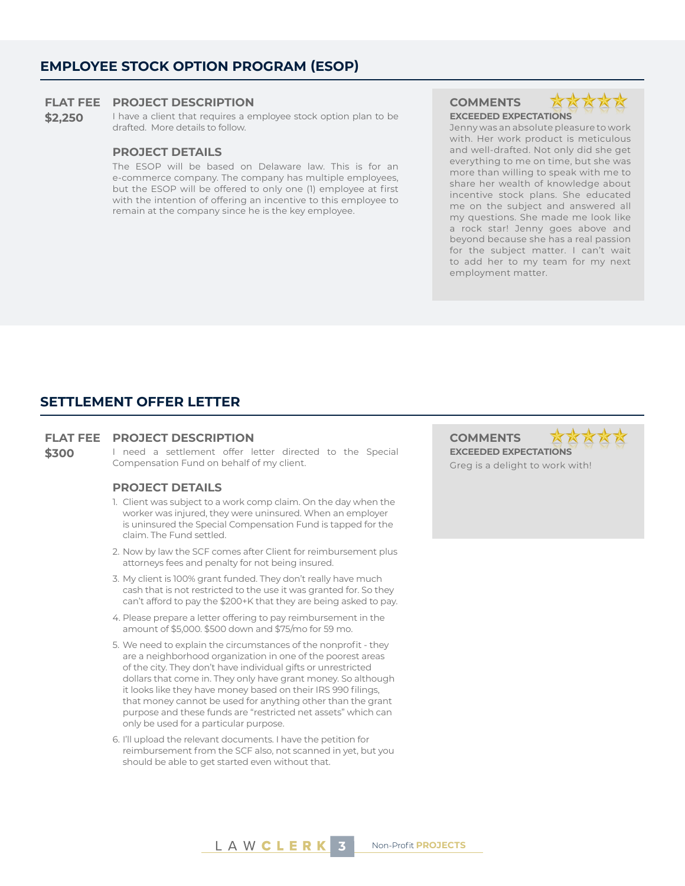## EMPLOYEE STOCK OPTION PROGRAM (ESOP)

**FLAT FEE**

**$2,250**

### PROJECT DESCRIPTION

I have a client that requires a employee stock option plan to be drafted. More details to follow.

### PROJECT DETAILS

The ESOP will be based on Delaware law. This is for an e-commerce company. The company has multiple employees, but the ESOP will be offered to only one (1) employee at first with the intention of offering an incentive to this employee to remain at the company since he is the key employee.

### COMMENTS

**EXCEEDED EXPECTATIONS**

Jenny was an absolute pleasure to work with. Her work product is meticulous and well-drafted. Not only did she get everything to me on time, but she was more than willing to speak with me to share her wealth of knowledge about incentive stock plans. She educated me on the subject and answered all my questions. She made me look like a rock star! Jenny goes above and beyond because she has a real passion for the subject matter. I can't wait to add her to my team for my next employment matter.

## SETTLEMENT OFFER LETTER

**FLAT FEE**

**$300**

### PROJECT DESCRIPTION

I need a settlement offer letter directed to the Special Compensation Fund on behalf of my client.

### PROJECT DETAILS

1. Client was subject to a work comp claim. On the day when the worker was injured, they were uninsured. When an employer is uninsured the Special Compensation Fund is tapped for the claim. The Fund settled.
2. Now by law the SCF comes after Client for reimbursement plus attorneys fees and penalty for not being insured.
3. My client is 100% grant funded. They don't really have much cash that is not restricted to the use it was granted for. So they can't afford to pay the $200+K that they are being asked to pay.
4. Please prepare a letter offering to pay reimbursement in the amount of $5,000. $500 down and $75/mo for 59 mo.
5. We need to explain the circumstances of the nonprofit - they are a neighborhood organization in one of the poorest areas of the city. They don't have individual gifts or unrestricted dollars that come in. They only have grant money. So although it looks like they have money based on their IRS 990 filings, that money cannot be used for anything other than the grant purpose and these funds are "restricted net assets" which can only be used for a particular purpose.
6. I'll upload the relevant documents. I have the petition for reimbursement from the SCF also, not scanned in yet, but you should be able to get started even without that.

### COMMENTS

**EXCEEDED EXPECTATIONS**

Greg is a delight to work with!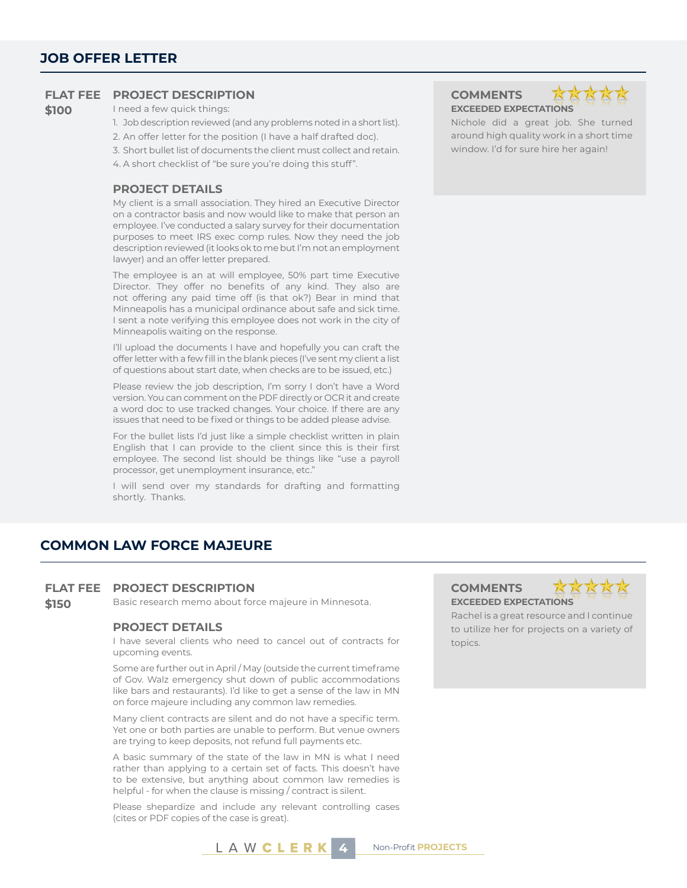## JOB OFFER LETTER

**FLAT FEE**
**$100**

### PROJECT DESCRIPTION

I need a few quick things:

1. Job description reviewed (and any problems noted in a short list).
2. An offer letter for the position (I have a half drafted doc).
3. Short bullet list of documents the client must collect and retain.
4. A short checklist of "be sure you're doing this stuff".

### PROJECT DETAILS

My client is a small association. They hired an Executive Director on a contractor basis and now would like to make that person an employee. I've conducted a salary survey for their documentation purposes to meet IRS exec comp rules. Now they need the job description reviewed (it looks ok to me but I'm not an employment lawyer) and an offer letter prepared.

The employee is an at will employee, 50% part time Executive Director. They offer no benefits of any kind. They also are not offering any paid time off (is that ok?) Bear in mind that Minneapolis has a municipal ordinance about safe and sick time. I sent a note verifying this employee does not work in the city of Minneapolis waiting on the response.

I'll upload the documents I have and hopefully you can craft the offer letter with a few fill in the blank pieces (I've sent my client a list of questions about start date, when checks are to be issued, etc.)

Please review the job description, I'm sorry I don't have a Word version. You can comment on the PDF directly or OCR it and create a word doc to use tracked changes. Your choice. If there are any issues that need to be fixed or things to be added please advise.

For the bullet lists I'd just like a simple checklist written in plain English that I can provide to the client since this is their first employee. The second list should be things like "use a payroll processor, get unemployment insurance, etc."

I will send over my standards for drafting and formatting shortly. Thanks.

### COMMENTS ★★★★★

**EXCEEDED EXPECTATIONS**

Nichole did a great job. She turned around high quality work in a short time window. I'd for sure hire her again!

## COMMON LAW FORCE MAJEURE

**FLAT FEE**
**$150**

### PROJECT DESCRIPTION

Basic research memo about force majeure in Minnesota.

### PROJECT DETAILS

I have several clients who need to cancel out of contracts for upcoming events.

Some are further out in April / May (outside the current timeframe of Gov. Walz emergency shut down of public accommodations like bars and restaurants). I'd like to get a sense of the law in MN on force majeure including any common law remedies.

Many client contracts are silent and do not have a specific term. Yet one or both parties are unable to perform. But venue owners are trying to keep deposits, not refund full payments etc.

A basic summary of the state of the law in MN is what I need rather than applying to a certain set of facts. This doesn't have to be extensive, but anything about common law remedies is helpful - for when the clause is missing / contract is silent.

Please shepardize and include any relevant controlling cases (cites or PDF copies of the case is great).

### COMMENTS ★★★★★

**EXCEEDED EXPECTATIONS**

Rachel is a great resource and I continue to utilize her for projects on a variety of topics.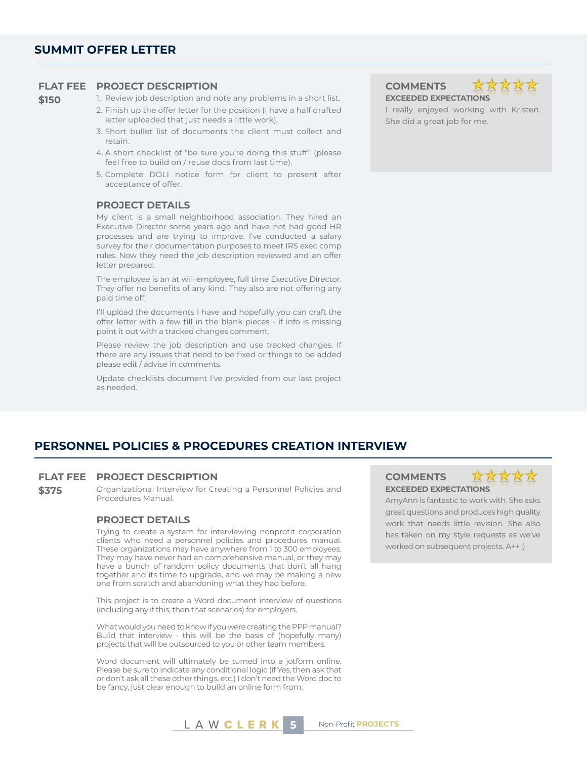## SUMMIT OFFER LETTER

**FLAT FEE**

**$150**

### PROJECT DESCRIPTION

1. Review job description and note any problems in a short list.
2. Finish up the offer letter for the position (I have a half drafted letter uploaded that just needs a little work).
3. Short bullet list of documents the client must collect and retain.
4. A short checklist of "be sure you're doing this stuff" (please feel free to build on / reuse docs from last time).
5. Complete DOLI notice form for client to present after acceptance of offer.

### PROJECT DETAILS

My client is a small neighborhood association. They hired an Executive Director some years ago and have not had good HR processes and are trying to improve. I've conducted a salary survey for their documentation purposes to meet IRS exec comp rules. Now they need the job description reviewed and an offer letter prepared.

The employee is an at will employee, full time Executive Director. They offer no benefits of any kind. They also are not offering any paid time off.

I'll upload the documents I have and hopefully you can craft the offer letter with a few fill in the blank pieces - if info is missing point it out with a tracked changes comment.

Please review the job description and use tracked changes. If there are any issues that need to be fixed or things to be added please edit / advise in comments.

Update checklists document I've provided from our last project as needed.

### COMMENTS

**EXCEEDED EXPECTATIONS**

I really enjoyed working with Kristen. She did a great job for me.

## PERSONNEL POLICIES & PROCEDURES CREATION INTERVIEW

**FLAT FEE**

**$375**

### PROJECT DESCRIPTION

Organizational Interview for Creating a Personnel Policies and Procedures Manual.

### PROJECT DETAILS

Trying to create a system for interviewing nonprofit corporation clients who need a personnel policies and procedures manual. These organizations may have anywhere from 1 to 300 employees. They may have never had an comprehensive manual, or they may have a bunch of random policy documents that don't all hang together and its time to upgrade, and we may be making a new one from scratch and abandoning what they had before.

This project is to create a Word document interview of questions (including any if this, then that scenarios) for employers.

What would you need to know if you were creating the PPP manual? Build that interview - this will be the basis of (hopefully many) projects that will be outsourced to you or other team members.

Word document will ultimately be turned into a jotform online. Please be sure to indicate any conditional logic (if Yes, then ask that or don't ask all these other things, etc.) I don't need the Word doc to be fancy, just clear enough to build an online form from.

### COMMENTS

**EXCEEDED EXPECTATIONS**

AmyAnn is fantastic to work with. She asks great questions and produces high quality work that needs little revision. She also has taken on my style requests as we've worked on subsequent projects. A++ :)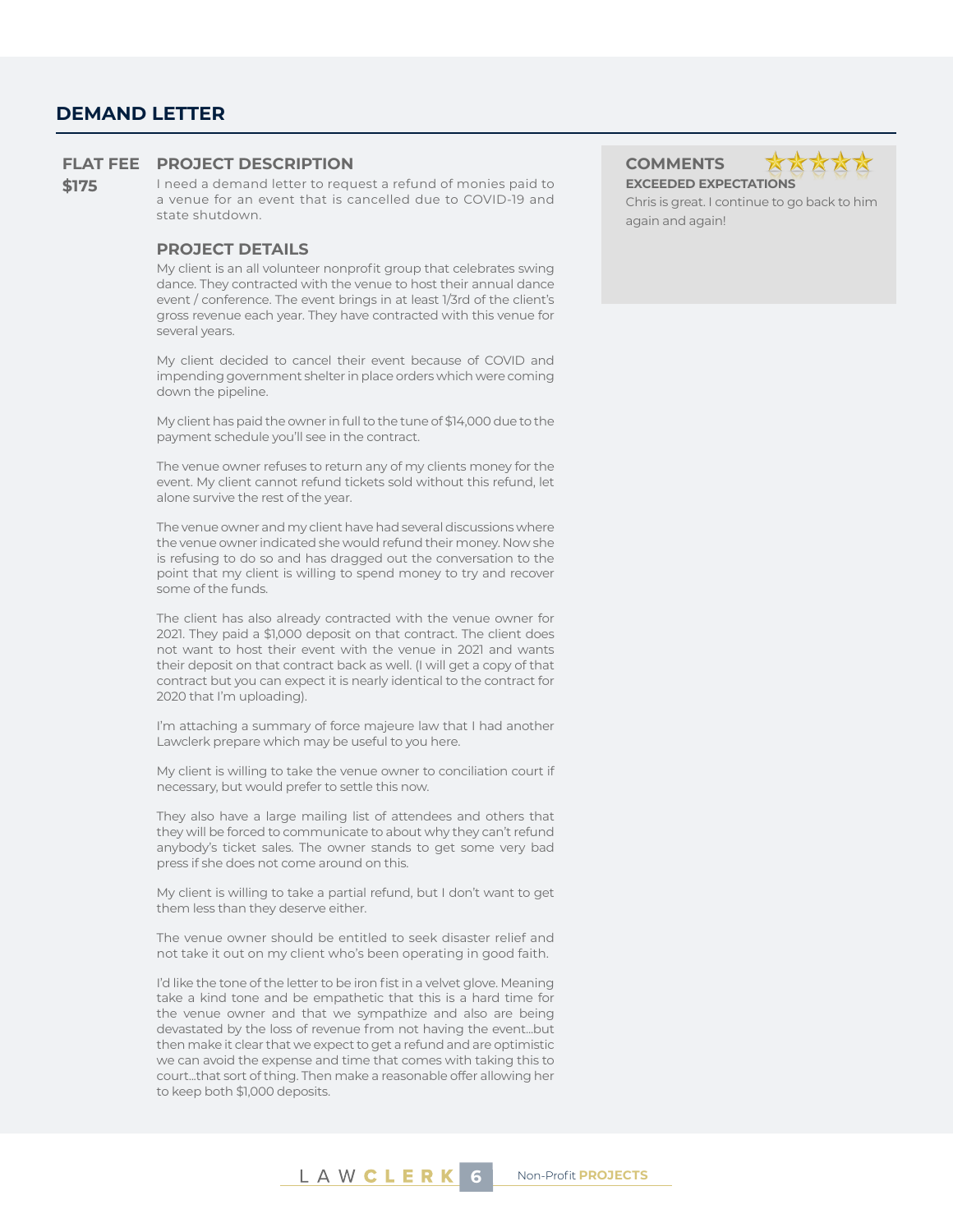## DEMAND LETTER

**FLAT FEE**
**$175**

### PROJECT DESCRIPTION

I need a demand letter to request a refund of monies paid to a venue for an event that is cancelled due to COVID-19 and state shutdown.

### PROJECT DETAILS

My client is an all volunteer nonprofit group that celebrates swing dance. They contracted with the venue to host their annual dance event / conference. The event brings in at least 1/3rd of the client's gross revenue each year. They have contracted with this venue for several years.

My client decided to cancel their event because of COVID and impending government shelter in place orders which were coming down the pipeline.

My client has paid the owner in full to the tune of $14,000 due to the payment schedule you'll see in the contract.

The venue owner refuses to return any of my clients money for the event. My client cannot refund tickets sold without this refund, let alone survive the rest of the year.

The venue owner and my client have had several discussions where the venue owner indicated she would refund their money. Now she is refusing to do so and has dragged out the conversation to the point that my client is willing to spend money to try and recover some of the funds.

The client has also already contracted with the venue owner for 2021. They paid a $1,000 deposit on that contract. The client does not want to host their event with the venue in 2021 and wants their deposit on that contract back as well. (I will get a copy of that contract but you can expect it is nearly identical to the contract for 2020 that I'm uploading).

I'm attaching a summary of force majeure law that I had another Lawclerk prepare which may be useful to you here.

My client is willing to take the venue owner to conciliation court if necessary, but would prefer to settle this now.

They also have a large mailing list of attendees and others that they will be forced to communicate to about why they can't refund anybody's ticket sales. The owner stands to get some very bad press if she does not come around on this.

My client is willing to take a partial refund, but I don't want to get them less than they deserve either.

The venue owner should be entitled to seek disaster relief and not take it out on my client who's been operating in good faith.

I'd like the tone of the letter to be iron fist in a velvet glove. Meaning take a kind tone and be empathetic that this is a hard time for the venue owner and that we sympathize and also are being devastated by the loss of revenue from not having the event...but then make it clear that we expect to get a refund and are optimistic we can avoid the expense and time that comes with taking this to court...that sort of thing. Then make a reasonable offer allowing her to keep both $1,000 deposits.

### COMMENTS ★★★★★

**EXCEEDED EXPECTATIONS**

Chris is great. I continue to go back to him again and again!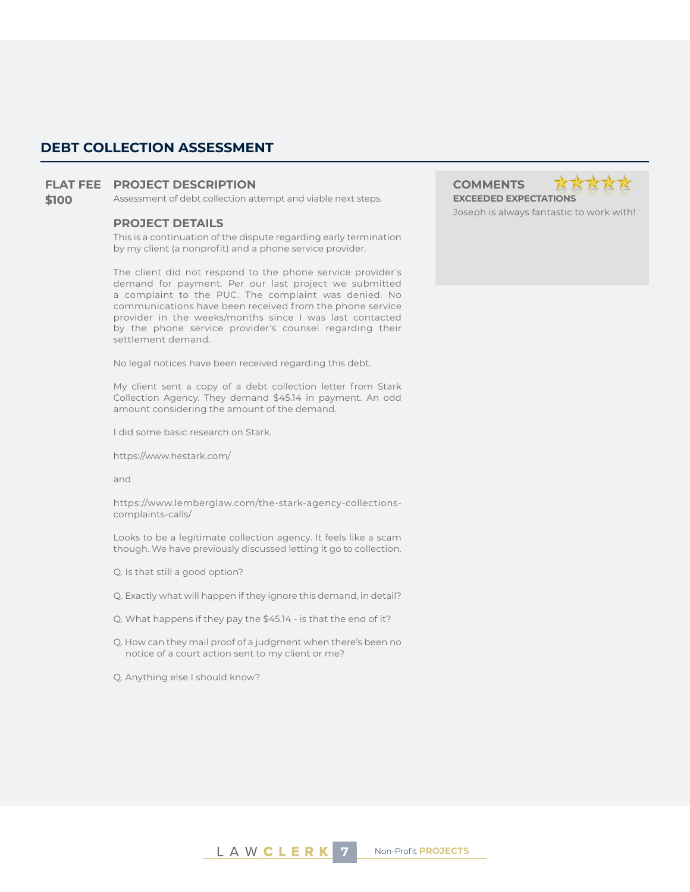## DEBT COLLECTION ASSESSMENT

**FLAT FEE**
**$100**

### PROJECT DESCRIPTION

Assessment of debt collection attempt and viable next steps.

### PROJECT DETAILS

This is a continuation of the dispute regarding early termination by my client (a nonprofit) and a phone service provider.

The client did not respond to the phone service provider's demand for payment. Per our last project we submitted a complaint to the PUC. The complaint was denied. No communications have been received from the phone service provider in the weeks/months since I was last contacted by the phone service provider's counsel regarding their settlement demand.

No legal notices have been received regarding this debt.

My client sent a copy of a debt collection letter from Stark Collection Agency. They demand $45.14 in payment. An odd amount considering the amount of the demand.

I did some basic research on Stark.

https://www.hestark.com/

and

https://www.lemberglaw.com/the-stark-agency-collections-complaints-calls/

Looks to be a legitimate collection agency. It feels like a scam though. We have previously discussed letting it go to collection.

Q. Is that still a good option?

Q. Exactly what will happen if they ignore this demand, in detail?

Q. What happens if they pay the $45.14 - is that the end of it?

Q. How can they mail proof of a judgment when there's been no notice of a court action sent to my client or me?

Q. Anything else I should know?

### COMMENTS

★★★★★

**EXCEEDED EXPECTATIONS**

Joseph is always fantastic to work with!